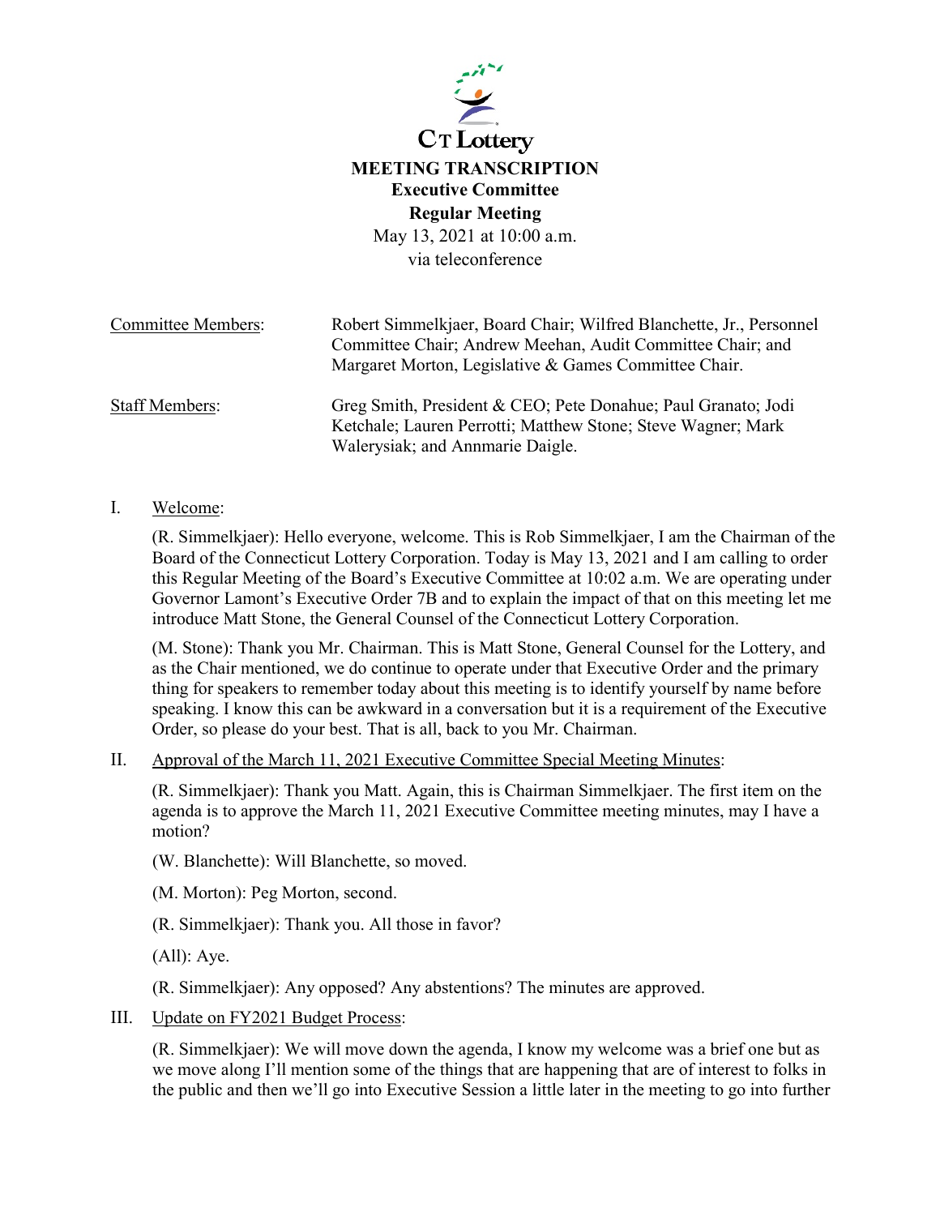CT Lottery

# MEETING TRANSCRIPTION

## Executive Committee

## Regular Meeting

May 13, 2021 at 10:00 a.m.
via teleconference

| | |
|---|---|
| Committee Members: | Robert Simmelkjaer, Board Chair; Wilfred Blanchette, Jr., Personnel Committee Chair; Andrew Meehan, Audit Committee Chair; and Margaret Morton, Legislative & Games Committee Chair. |
| Staff Members: | Greg Smith, President & CEO; Pete Donahue; Paul Granato; Jodi Ketchale; Lauren Perrotti; Matthew Stone; Steve Wagner; Mark Walerysiak; and Annmarie Daigle. |

I. Welcome:

(R. Simmelkjaer): Hello everyone, welcome. This is Rob Simmelkjaer, I am the Chairman of the Board of the Connecticut Lottery Corporation. Today is May 13, 2021 and I am calling to order this Regular Meeting of the Board's Executive Committee at 10:02 a.m. We are operating under Governor Lamont's Executive Order 7B and to explain the impact of that on this meeting let me introduce Matt Stone, the General Counsel of the Connecticut Lottery Corporation.

(M. Stone): Thank you Mr. Chairman. This is Matt Stone, General Counsel for the Lottery, and as the Chair mentioned, we do continue to operate under that Executive Order and the primary thing for speakers to remember today about this meeting is to identify yourself by name before speaking. I know this can be awkward in a conversation but it is a requirement of the Executive Order, so please do your best. That is all, back to you Mr. Chairman.

II. Approval of the March 11, 2021 Executive Committee Special Meeting Minutes:

(R. Simmelkjaer): Thank you Matt. Again, this is Chairman Simmelkjaer. The first item on the agenda is to approve the March 11, 2021 Executive Committee meeting minutes, may I have a motion?

(W. Blanchette): Will Blanchette, so moved.

(M. Morton): Peg Morton, second.

(R. Simmelkjaer): Thank you. All those in favor?

(All): Aye.

(R. Simmelkjaer): Any opposed? Any abstentions? The minutes are approved.

III. Update on FY2021 Budget Process:

(R. Simmelkjaer): We will move down the agenda, I know my welcome was a brief one but as we move along I'll mention some of the things that are happening that are of interest to folks in the public and then we'll go into Executive Session a little later in the meeting to go into further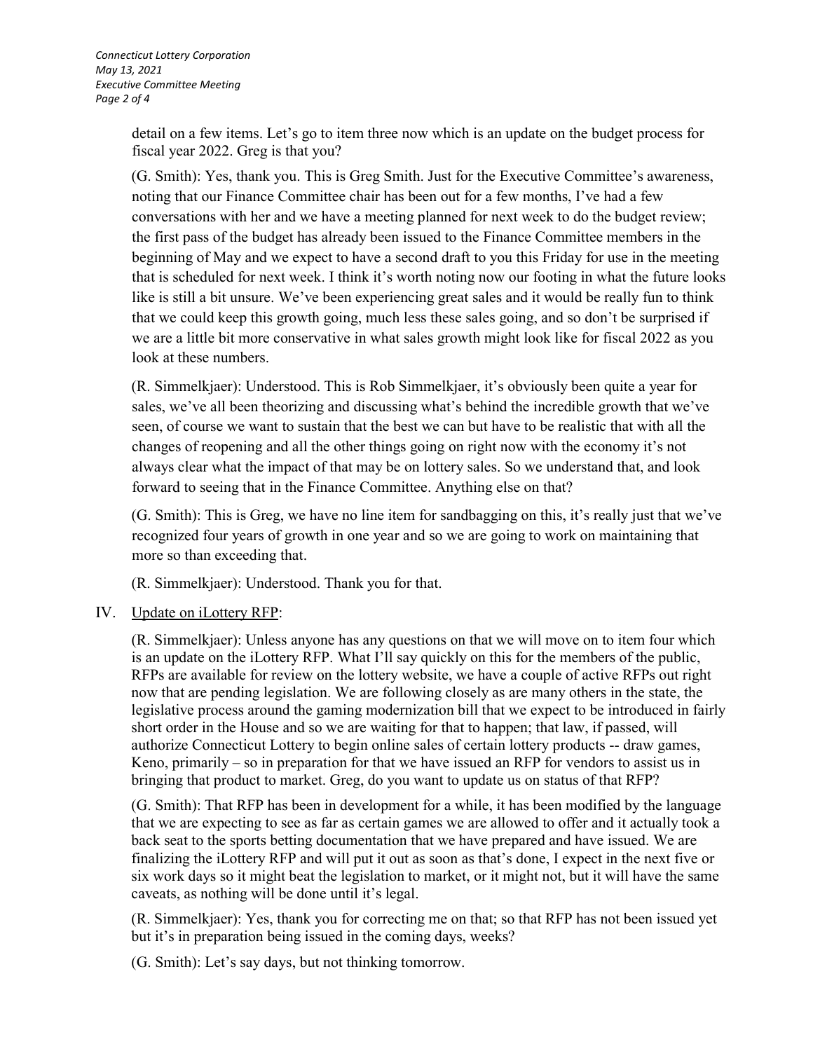detail on a few items. Let's go to item three now which is an update on the budget process for fiscal year 2022. Greg is that you?

(G. Smith): Yes, thank you. This is Greg Smith. Just for the Executive Committee's awareness, noting that our Finance Committee chair has been out for a few months, I've had a few conversations with her and we have a meeting planned for next week to do the budget review; the first pass of the budget has already been issued to the Finance Committee members in the beginning of May and we expect to have a second draft to you this Friday for use in the meeting that is scheduled for next week. I think it's worth noting now our footing in what the future looks like is still a bit unsure. We've been experiencing great sales and it would be really fun to think that we could keep this growth going, much less these sales going, and so don't be surprised if we are a little bit more conservative in what sales growth might look like for fiscal 2022 as you look at these numbers.

(R. Simmelkjaer): Understood. This is Rob Simmelkjaer, it's obviously been quite a year for sales, we've all been theorizing and discussing what's behind the incredible growth that we've seen, of course we want to sustain that the best we can but have to be realistic that with all the changes of reopening and all the other things going on right now with the economy it's not always clear what the impact of that may be on lottery sales. So we understand that, and look forward to seeing that in the Finance Committee. Anything else on that?

(G. Smith): This is Greg, we have no line item for sandbagging on this, it's really just that we've recognized four years of growth in one year and so we are going to work on maintaining that more so than exceeding that.

(R. Simmelkjaer): Understood. Thank you for that.

IV. Update on iLottery RFP:

(R. Simmelkjaer): Unless anyone has any questions on that we will move on to item four which is an update on the iLottery RFP. What I'll say quickly on this for the members of the public, RFPs are available for review on the lottery website, we have a couple of active RFPs out right now that are pending legislation. We are following closely as are many others in the state, the legislative process around the gaming modernization bill that we expect to be introduced in fairly short order in the House and so we are waiting for that to happen; that law, if passed, will authorize Connecticut Lottery to begin online sales of certain lottery products -- draw games, Keno, primarily – so in preparation for that we have issued an RFP for vendors to assist us in bringing that product to market. Greg, do you want to update us on status of that RFP?

(G. Smith): That RFP has been in development for a while, it has been modified by the language that we are expecting to see as far as certain games we are allowed to offer and it actually took a back seat to the sports betting documentation that we have prepared and have issued. We are finalizing the iLottery RFP and will put it out as soon as that's done, I expect in the next five or six work days so it might beat the legislation to market, or it might not, but it will have the same caveats, as nothing will be done until it's legal.

(R. Simmelkjaer): Yes, thank you for correcting me on that; so that RFP has not been issued yet but it's in preparation being issued in the coming days, weeks?

(G. Smith): Let's say days, but not thinking tomorrow.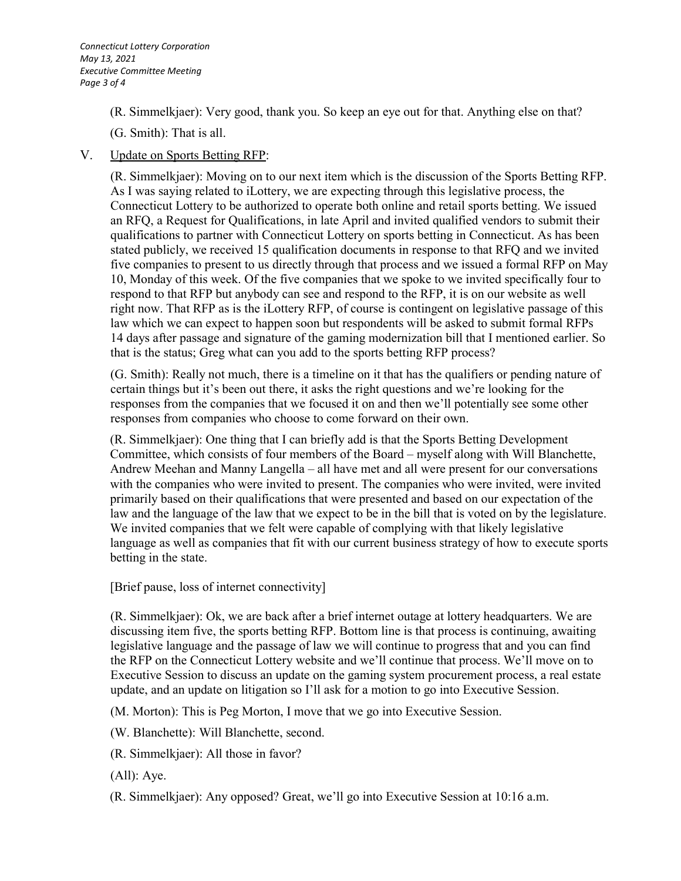(R. Simmelkjaer): Very good, thank you. So keep an eye out for that. Anything else on that?

(G. Smith): That is all.

V. Update on Sports Betting RFP:

(R. Simmelkjaer): Moving on to our next item which is the discussion of the Sports Betting RFP. As I was saying related to iLottery, we are expecting through this legislative process, the Connecticut Lottery to be authorized to operate both online and retail sports betting. We issued an RFQ, a Request for Qualifications, in late April and invited qualified vendors to submit their qualifications to partner with Connecticut Lottery on sports betting in Connecticut. As has been stated publicly, we received 15 qualification documents in response to that RFQ and we invited five companies to present to us directly through that process and we issued a formal RFP on May 10, Monday of this week. Of the five companies that we spoke to we invited specifically four to respond to that RFP but anybody can see and respond to the RFP, it is on our website as well right now. That RFP as is the iLottery RFP, of course is contingent on legislative passage of this law which we can expect to happen soon but respondents will be asked to submit formal RFPs 14 days after passage and signature of the gaming modernization bill that I mentioned earlier. So that is the status; Greg what can you add to the sports betting RFP process?

(G. Smith): Really not much, there is a timeline on it that has the qualifiers or pending nature of certain things but it's been out there, it asks the right questions and we're looking for the responses from the companies that we focused it on and then we'll potentially see some other responses from companies who choose to come forward on their own.

(R. Simmelkjaer): One thing that I can briefly add is that the Sports Betting Development Committee, which consists of four members of the Board – myself along with Will Blanchette, Andrew Meehan and Manny Langella – all have met and all were present for our conversations with the companies who were invited to present. The companies who were invited, were invited primarily based on their qualifications that were presented and based on our expectation of the law and the language of the law that we expect to be in the bill that is voted on by the legislature. We invited companies that we felt were capable of complying with that likely legislative language as well as companies that fit with our current business strategy of how to execute sports betting in the state.

[Brief pause, loss of internet connectivity]

(R. Simmelkjaer): Ok, we are back after a brief internet outage at lottery headquarters. We are discussing item five, the sports betting RFP. Bottom line is that process is continuing, awaiting legislative language and the passage of law we will continue to progress that and you can find the RFP on the Connecticut Lottery website and we'll continue that process. We'll move on to Executive Session to discuss an update on the gaming system procurement process, a real estate update, and an update on litigation so I'll ask for a motion to go into Executive Session.

(M. Morton): This is Peg Morton, I move that we go into Executive Session.

(W. Blanchette): Will Blanchette, second.

(R. Simmelkjaer): All those in favor?

(All): Aye.

(R. Simmelkjaer): Any opposed? Great, we'll go into Executive Session at 10:16 a.m.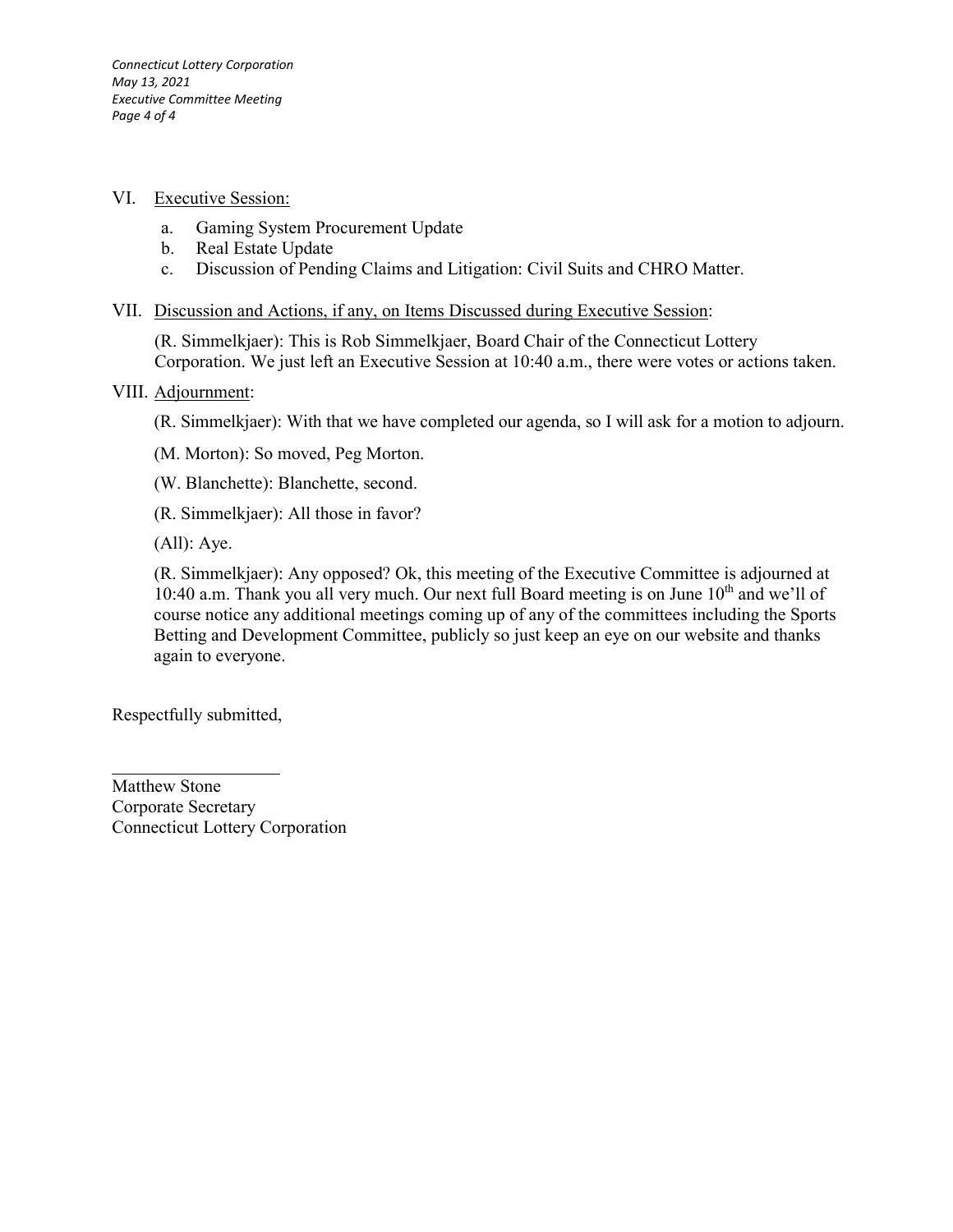VI. Executive Session:

a. Gaming System Procurement Update
b. Real Estate Update
c. Discussion of Pending Claims and Litigation: Civil Suits and CHRO Matter.

VII. Discussion and Actions, if any, on Items Discussed during Executive Session:

(R. Simmelkjaer): This is Rob Simmelkjaer, Board Chair of the Connecticut Lottery Corporation. We just left an Executive Session at 10:40 a.m., there were votes or actions taken.

VIII. Adjournment:

(R. Simmelkjaer): With that we have completed our agenda, so I will ask for a motion to adjourn.

(M. Morton): So moved, Peg Morton.

(W. Blanchette): Blanchette, second.

(R. Simmelkjaer): All those in favor?

(All): Aye.

(R. Simmelkjaer): Any opposed? Ok, this meeting of the Executive Committee is adjourned at 10:40 a.m. Thank you all very much. Our next full Board meeting is on June 10th and we'll of course notice any additional meetings coming up of any of the committees including the Sports Betting and Development Committee, publicly so just keep an eye on our website and thanks again to everyone.

Respectfully submitted,

Matthew Stone
Corporate Secretary
Connecticut Lottery Corporation